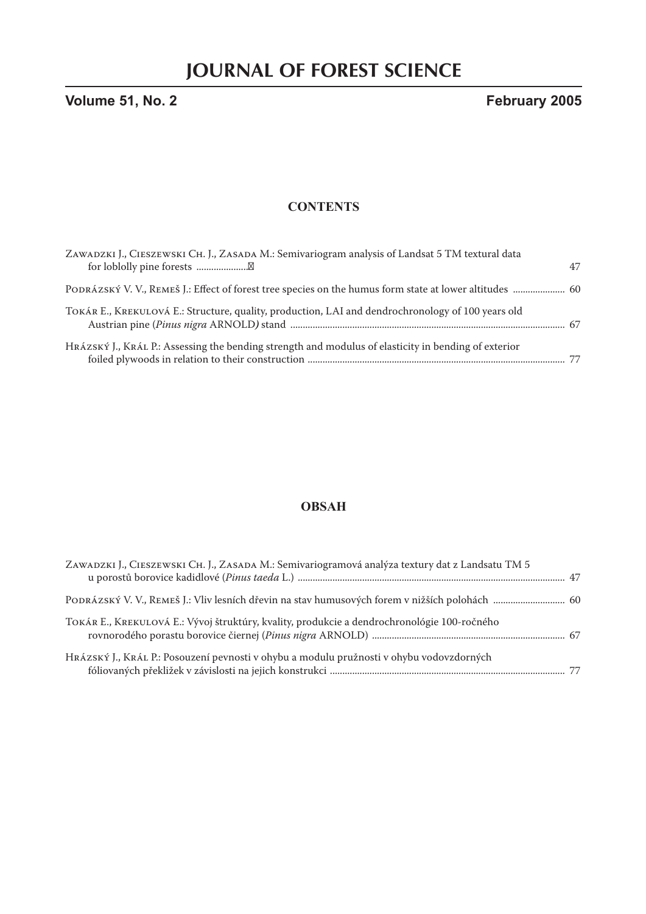# JOURNAL OF FOREST SCIENCE

**Volume 51, No. 2** **February 2005**

## CONTENTS

Zawadzki J., Cieszewski Ch. J., Zasada M.: Semivariogram analysis of Landsat 5 TM textural data for loblolly pine forests .................... 47

Podrázský V. V., Remeš J.: Effect of forest tree species on the humus form state at lower altitudes .................... 60

Tokár E., Krekulová E.: Structure, quality, production, LAI and dendrochronology of 100 years old Austrian pine (*Pinus nigra* ARNOLD*)* stand .................... 67

Hrázský J., Král P.: Assessing the bending strength and modulus of elasticity in bending of exterior foiled plywoods in relation to their construction .................... 77

## OBSAH

Zawadzki J., Cieszewski Ch. J., Zasada M.: Semivariogramová analýza textury dat z Landsatu TM 5 u porostů borovice kadidlové (*Pinus taeda* L.) .................... 47

Podrázský V. V., Remeš J.: Vliv lesních dřevin na stav humusových forem v nižších polohách .................... 60

Tokár E., Krekulová E.: Vývoj štruktúry, kvality, produkcie a dendrochronológie 100-ročného rovnorodého porastu borovice čiernej (*Pinus nigra* ARNOLD) .................... 67

Hrázský J., Král P.: Posouzení pevnosti v ohybu a modulu pružnosti v ohybu vodovzdorných fóliovaných překližek v závislosti na jejich konstrukci .................... 77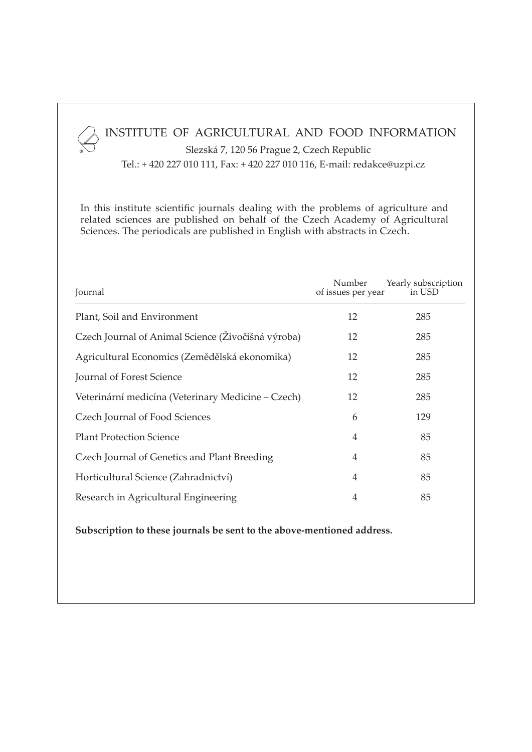# INSTITUTE OF AGRICULTURAL AND FOOD INFORMATION

Slezská 7, 120 56 Prague 2, Czech Republic

Tel.: + 420 227 010 111, Fax: + 420 227 010 116, E-mail: redakce@uzpi.cz

In this institute scientific journals dealing with the problems of agriculture and related sciences are published on behalf of the Czech Academy of Agricultural Sciences. The periodicals are published in English with abstracts in Czech.

| Journal | Number of issues per year | Yearly subscription in USD |
|---|---|---|
| Plant, Soil and Environment | 12 | 285 |
| Czech Journal of Animal Science (Živočišná výroba) | 12 | 285 |
| Agricultural Economics (Zemědělská ekonomika) | 12 | 285 |
| Journal of Forest Science | 12 | 285 |
| Veterinární medicína (Veterinary Medicine – Czech) | 12 | 285 |
| Czech Journal of Food Sciences | 6 | 129 |
| Plant Protection Science | 4 | 85 |
| Czech Journal of Genetics and Plant Breeding | 4 | 85 |
| Horticultural Science (Zahradnictví) | 4 | 85 |
| Research in Agricultural Engineering | 4 | 85 |

**Subscription to these journals be sent to the above-mentioned address.**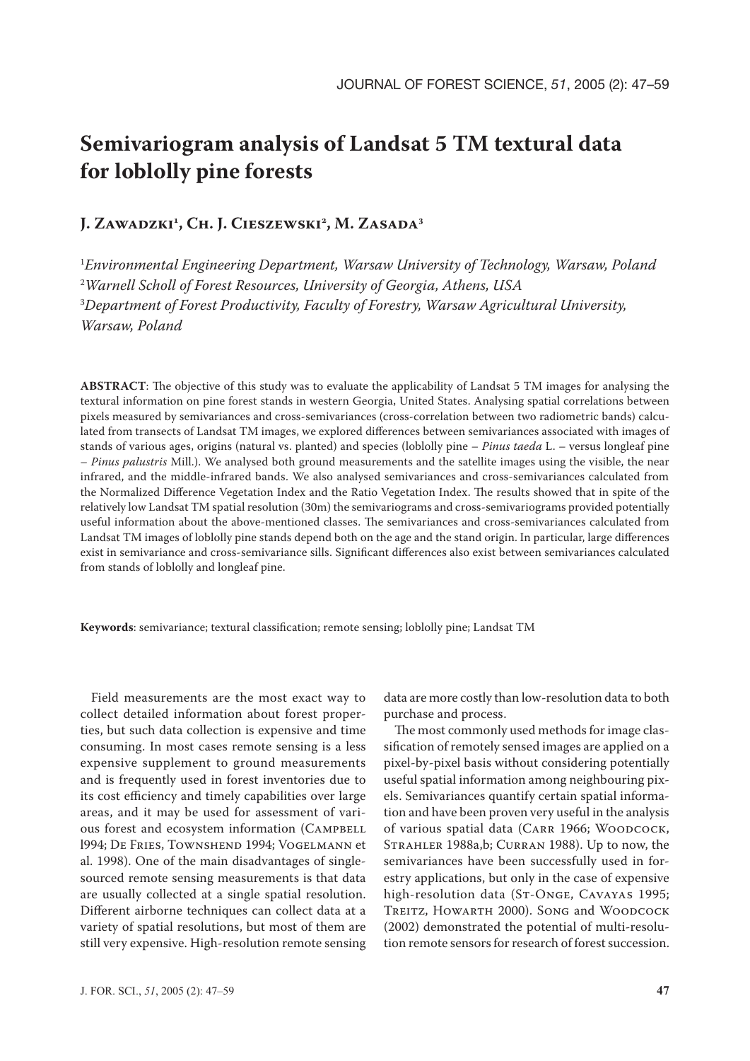# Semivariogram analysis of Landsat 5 TM textural data for loblolly pine forests

**J. Zawadzki[1], Ch. J. Cieszewski[2], M. Zasada[3]**

[1]*Environmental Engineering Department, Warsaw University of Technology, Warsaw, Poland*
[2]*Warnell Scholl of Forest Resources, University of Georgia, Athens, USA*
[3]*Department of Forest Productivity, Faculty of Forestry, Warsaw Agricultural University, Warsaw, Poland*

**ABSTRACT**: The objective of this study was to evaluate the applicability of Landsat 5 TM images for analysing the textural information on pine forest stands in western Georgia, United States. Analysing spatial correlations between pixels measured by semivariances and cross-semivariances (cross-correlation between two radiometric bands) calculated from transects of Landsat TM images, we explored differences between semivariances associated with images of stands of various ages, origins (natural vs. planted) and species (loblolly pine – *Pinus taeda* L. – versus longleaf pine – *Pinus palustris* Mill.). We analysed both ground measurements and the satellite images using the visible, the near infrared, and the middle-infrared bands. We also analysed semivariances and cross-semivariances calculated from the Normalized Difference Vegetation Index and the Ratio Vegetation Index. The results showed that in spite of the relatively low Landsat TM spatial resolution (30m) the semivariograms and cross-semivariograms provided potentially useful information about the above-mentioned classes. The semivariances and cross-semivariances calculated from Landsat TM images of loblolly pine stands depend both on the age and the stand origin. In particular, large differences exist in semivariance and cross-semivariance sills. Significant differences also exist between semivariances calculated from stands of loblolly and longleaf pine.

**Keywords**: semivariance; textural classification; remote sensing; loblolly pine; Landsat TM

Field measurements are the most exact way to collect detailed information about forest properties, but such data collection is expensive and time consuming. In most cases remote sensing is a less expensive supplement to ground measurements and is frequently used in forest inventories due to its cost efficiency and timely capabilities over large areas, and it may be used for assessment of various forest and ecosystem information (Campbell l994; De Fries, Townshend 1994; Vogelmann et al. 1998). One of the main disadvantages of single-sourced remote sensing measurements is that data are usually collected at a single spatial resolution. Different airborne techniques can collect data at a variety of spatial resolutions, but most of them are still very expensive. High-resolution remote sensing data are more costly than low-resolution data to both purchase and process.

The most commonly used methods for image classification of remotely sensed images are applied on a pixel-by-pixel basis without considering potentially useful spatial information among neighbouring pixels. Semivariances quantify certain spatial information and have been proven very useful in the analysis of various spatial data (Carr 1966; Woodcock, Strahler 1988a,b; Curran 1988). Up to now, the semivariances have been successfully used in forestry applications, but only in the case of expensive high-resolution data (St-Onge, Cavayas 1995; Treitz, Howarth 2000). Song and Woodcock (2002) demonstrated the potential of multi-resolution remote sensors for research of forest succession.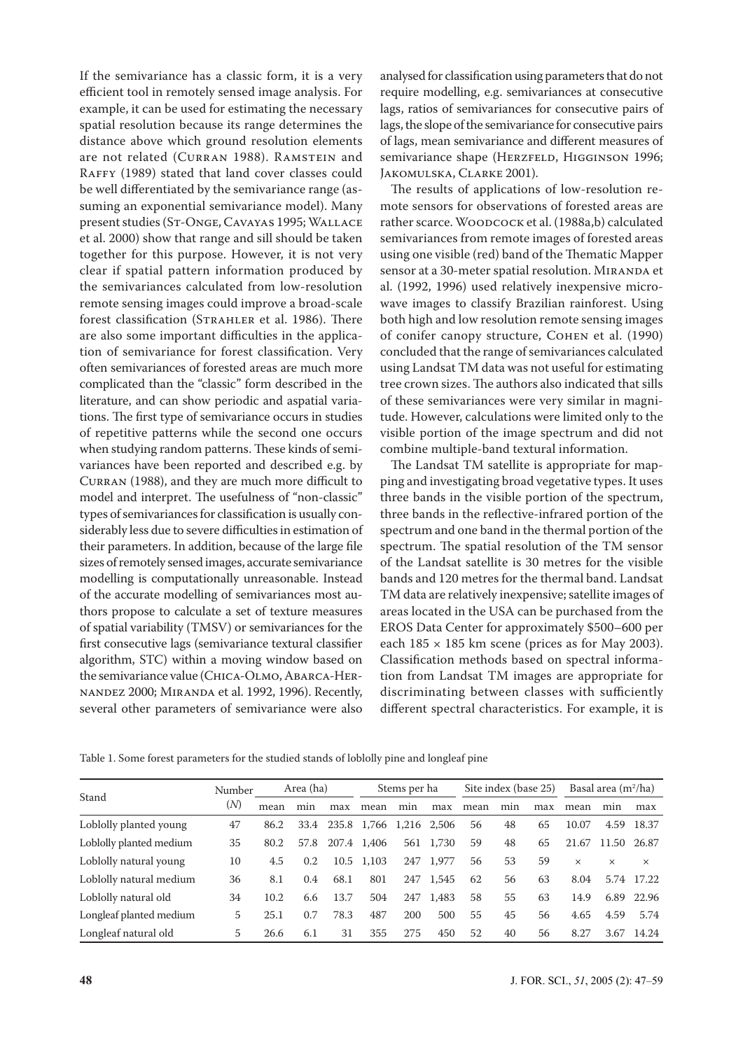If the semivariance has a classic form, it is a very efficient tool in remotely sensed image analysis. For example, it can be used for estimating the necessary spatial resolution because its range determines the distance above which ground resolution elements are not related (Curran 1988). Ramstein and Raffy (1989) stated that land cover classes could be well differentiated by the semivariance range (assuming an exponential semivariance model). Many present studies (St-Onge, Cavayas 1995; Wallace et al. 2000) show that range and sill should be taken together for this purpose. However, it is not very clear if spatial pattern information produced by the semivariances calculated from low-resolution remote sensing images could improve a broad-scale forest classification (Strahler et al. 1986). There are also some important difficulties in the application of semivariance for forest classification. Very often semivariances of forested areas are much more complicated than the "classic" form described in the literature, and can show periodic and aspatial variations. The first type of semivariance occurs in studies of repetitive patterns while the second one occurs when studying random patterns. These kinds of semivariances have been reported and described e.g. by Curran (1988), and they are much more difficult to model and interpret. The usefulness of "non-classic" types of semivariances for classification is usually considerably less due to severe difficulties in estimation of their parameters. In addition, because of the large file sizes of remotely sensed images, accurate semivariance modelling is computationally unreasonable. Instead of the accurate modelling of semivariances most authors propose to calculate a set of texture measures of spatial variability (TMSV) or semivariances for the first consecutive lags (semivariance textural classifier algorithm, STC) within a moving window based on the semivariance value (Chica-Olmo, Abarca-Hernandez 2000; Miranda et al. 1992, 1996). Recently, several other parameters of semivariance were also analysed for classification using parameters that do not require modelling, e.g. semivariances at consecutive lags, ratios of semivariances for consecutive pairs of lags, the slope of the semivariance for consecutive pairs of lags, mean semivariance and different measures of semivariance shape (Herzfeld, Higginson 1996; Jakomulska, Clarke 2001).

The results of applications of low-resolution remote sensors for observations of forested areas are rather scarce. Woodcock et al. (1988a,b) calculated semivariances from remote images of forested areas using one visible (red) band of the Thematic Mapper sensor at a 30-meter spatial resolution. Miranda et al. (1992, 1996) used relatively inexpensive microwave images to classify Brazilian rainforest. Using both high and low resolution remote sensing images of conifer canopy structure, Cohen et al. (1990) concluded that the range of semivariances calculated using Landsat TM data was not useful for estimating tree crown sizes. The authors also indicated that sills of these semivariances were very similar in magnitude. However, calculations were limited only to the visible portion of the image spectrum and did not combine multiple-band textural information.

The Landsat TM satellite is appropriate for mapping and investigating broad vegetative types. It uses three bands in the visible portion of the spectrum, three bands in the reflective-infrared portion of the spectrum and one band in the thermal portion of the spectrum. The spatial resolution of the TM sensor of the Landsat satellite is 30 metres for the visible bands and 120 metres for the thermal band. Landsat TM data are relatively inexpensive; satellite images of areas located in the USA can be purchased from the EROS Data Center for approximately \$500–600 per each 185 × 185 km scene (prices as for May 2003). Classification methods based on spectral information from Landsat TM images are appropriate for discriminating between classes with sufficiently different spectral characteristics. For example, it is

Table 1. Some forest parameters for the studied stands of loblolly pine and longleaf pine

| Stand | Number (N) | Area (ha) | | | Stems per ha | | | Site index (base 25) | | | Basal area (m²/ha) | | |
|---|---|---|---|---|---|---|---|---|---|---|---|---|---|
| | | mean | min | max | mean | min | max | mean | min | max | mean | min | max |
| Loblolly planted young | 47 | 86.2 | 33.4 | 235.8 | 1,766 | 1,216 | 2,506 | 56 | 48 | 65 | 10.07 | 4.59 | 18.37 |
| Loblolly planted medium | 35 | 80.2 | 57.8 | 207.4 | 1,406 | 561 | 1,730 | 59 | 48 | 65 | 21.67 | 11.50 | 26.87 |
| Loblolly natural young | 10 | 4.5 | 0.2 | 10.5 | 1,103 | 247 | 1,977 | 56 | 53 | 59 | × | × | × |
| Loblolly natural medium | 36 | 8.1 | 0.4 | 68.1 | 801 | 247 | 1,545 | 62 | 56 | 63 | 8.04 | 5.74 | 17.22 |
| Loblolly natural old | 34 | 10.2 | 6.6 | 13.7 | 504 | 247 | 1,483 | 58 | 55 | 63 | 14.9 | 6.89 | 22.96 |
| Longleaf planted medium | 5 | 25.1 | 0.7 | 78.3 | 487 | 200 | 500 | 55 | 45 | 56 | 4.65 | 4.59 | 5.74 |
| Longleaf natural old | 5 | 26.6 | 6.1 | 31 | 355 | 275 | 450 | 52 | 40 | 56 | 8.27 | 3.67 | 14.24 |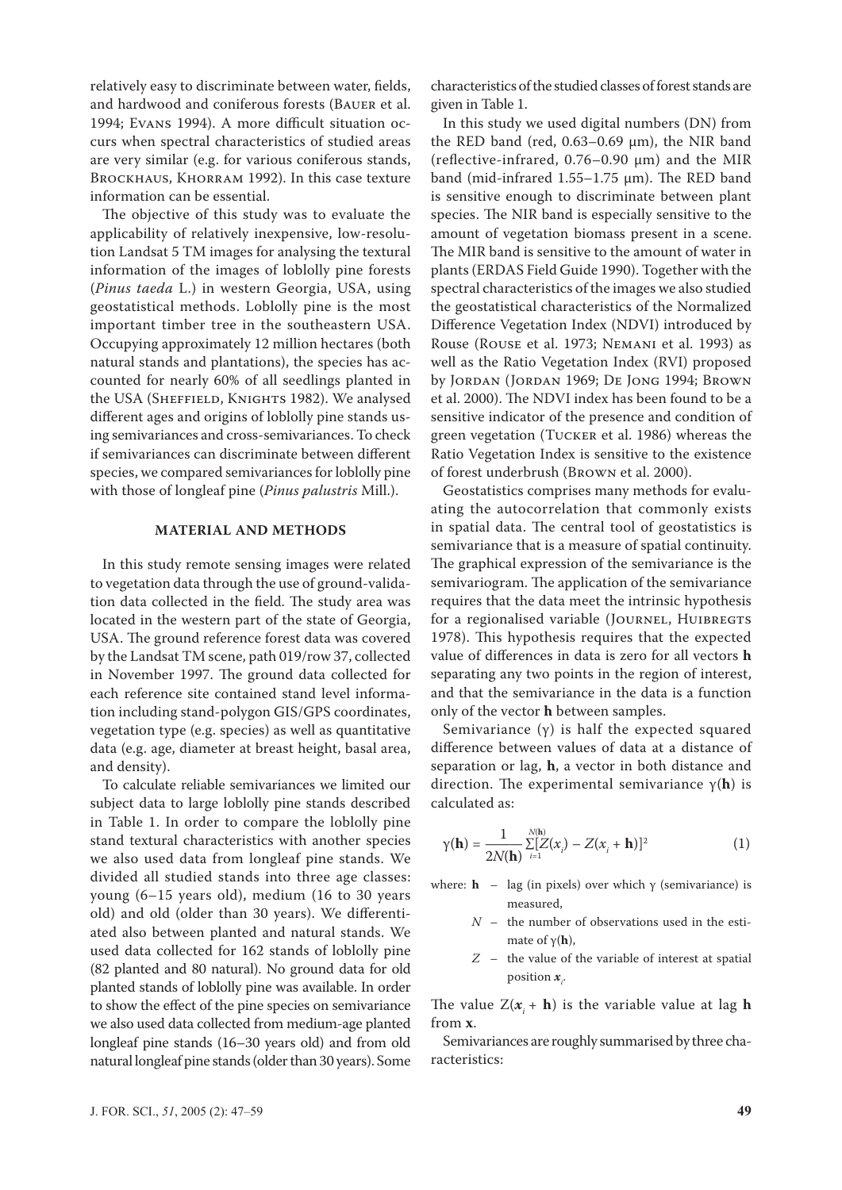relatively easy to discriminate between water, fields, and hardwood and coniferous forests (Bauer et al. 1994; Evans 1994). A more difficult situation occurs when spectral characteristics of studied areas are very similar (e.g. for various coniferous stands, Brockhaus, Khorram 1992). In this case texture information can be essential.

The objective of this study was to evaluate the applicability of relatively inexpensive, low-resolution Landsat 5 TM images for analysing the textural information of the images of loblolly pine forests (*Pinus taeda* L.) in western Georgia, USA, using geostatistical methods. Loblolly pine is the most important timber tree in the southeastern USA. Occupying approximately 12 million hectares (both natural stands and plantations), the species has accounted for nearly 60% of all seedlings planted in the USA (Sheffield, Knights 1982). We analysed different ages and origins of loblolly pine stands using semivariances and cross-semivariances. To check if semivariances can discriminate between different species, we compared semivariances for loblolly pine with those of longleaf pine (*Pinus palustris* Mill.).

## MATERIAL AND METHODS

In this study remote sensing images were related to vegetation data through the use of ground-validation data collected in the field. The study area was located in the western part of the state of Georgia, USA. The ground reference forest data was covered by the Landsat TM scene, path 019/row 37, collected in November 1997. The ground data collected for each reference site contained stand level information including stand-polygon GIS/GPS coordinates, vegetation type (e.g. species) as well as quantitative data (e.g. age, diameter at breast height, basal area, and density).

To calculate reliable semivariances we limited our subject data to large loblolly pine stands described in Table 1. In order to compare the loblolly pine stand textural characteristics with another species we also used data from longleaf pine stands. We divided all studied stands into three age classes: young (6–15 years old), medium (16 to 30 years old) and old (older than 30 years). We differentiated also between planted and natural stands. We used data collected for 162 stands of loblolly pine (82 planted and 80 natural). No ground data for old planted stands of loblolly pine was available. In order to show the effect of the pine species on semivariance we also used data collected from medium-age planted longleaf pine stands (16–30 years old) and from old natural longleaf pine stands (older than 30 years). Some characteristics of the studied classes of forest stands are given in Table 1.

In this study we used digital numbers (DN) from the RED band (red, 0.63–0.69 μm), the NIR band (reflective-infrared, 0.76–0.90 μm) and the MIR band (mid-infrared 1.55–1.75 μm). The RED band is sensitive enough to discriminate between plant species. The NIR band is especially sensitive to the amount of vegetation biomass present in a scene. The MIR band is sensitive to the amount of water in plants (ERDAS Field Guide 1990). Together with the spectral characteristics of the images we also studied the geostatistical characteristics of the Normalized Difference Vegetation Index (NDVI) introduced by Rouse (Rouse et al. 1973; Nemani et al. 1993) as well as the Ratio Vegetation Index (RVI) proposed by Jordan (Jordan 1969; De Jong 1994; Brown et al. 2000). The NDVI index has been found to be a sensitive indicator of the presence and condition of green vegetation (Tucker et al. 1986) whereas the Ratio Vegetation Index is sensitive to the existence of forest underbrush (Brown et al. 2000).

Geostatistics comprises many methods for evaluating the autocorrelation that commonly exists in spatial data. The central tool of geostatistics is semivariance that is a measure of spatial continuity. The graphical expression of the semivariance is the semivariogram. The application of the semivariance requires that the data meet the intrinsic hypothesis for a regionalised variable (Journel, Huibregts 1978). This hypothesis requires that the expected value of differences in data is zero for all vectors **h** separating any two points in the region of interest, and that the semivariance in the data is a function only of the vector **h** between samples.

Semivariance ($\gamma$) is half the expected squared difference between values of data at a distance of separation or lag, **h**, a vector in both distance and direction. The experimental semivariance $\gamma(\mathbf{h})$ is calculated as:

$$\gamma(\mathbf{h}) = \frac{1}{2N(\mathbf{h})}\sum_{i=1}^{N(\mathbf{h})}[Z(x_i) - Z(x_i + \mathbf{h})]^2 \qquad (1)$$

where: **h** – lag (in pixels) over which $\gamma$ (semivariance) is measured,

$N$ – the number of observations used in the estimate of $\gamma(\mathbf{h})$,

$Z$ – the value of the variable of interest at spatial position $\boldsymbol{x}_i$.

The value $Z(\boldsymbol{x}_i + \mathbf{h})$ is the variable value at lag **h** from **x**.

Semivariances are roughly summarised by three characteristics: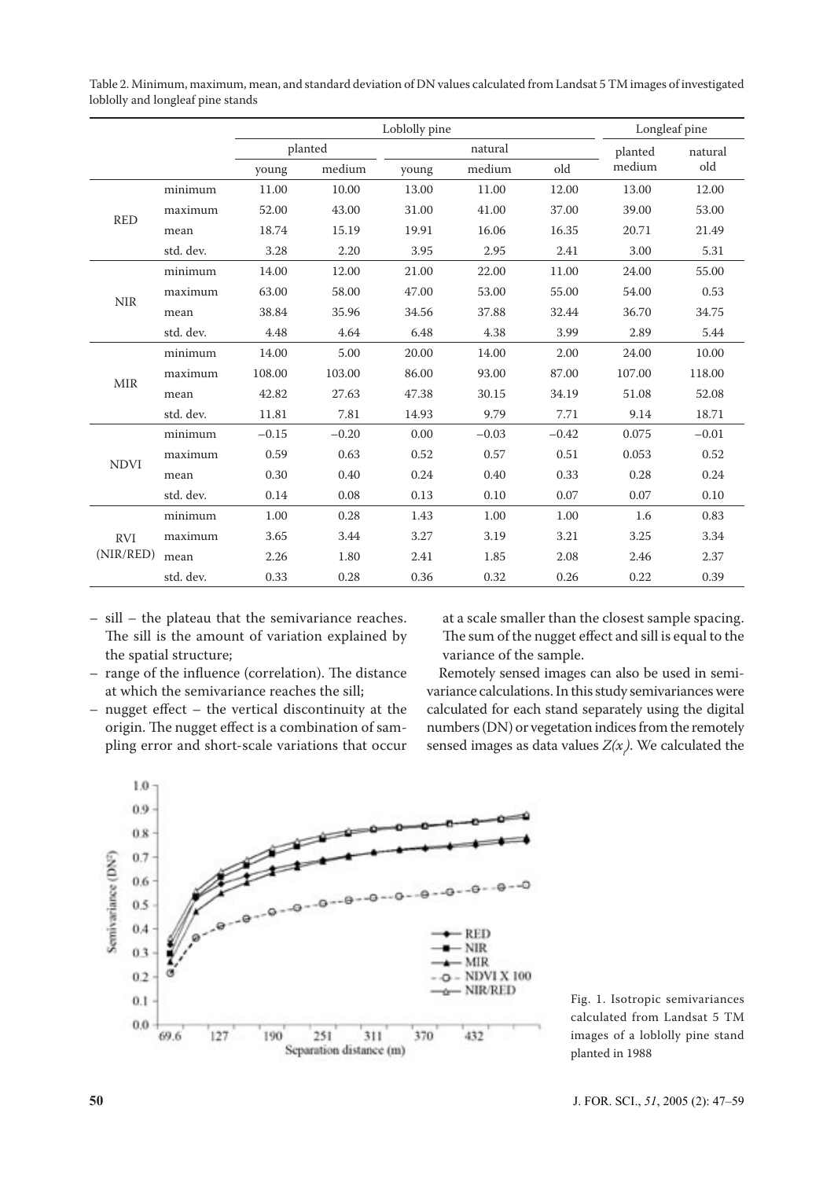Table 2. Minimum, maximum, mean, and standard deviation of DN values calculated from Landsat 5 TM images of investigated loblolly and longleaf pine stands

| | | Loblolly pine | | | | | Longleaf pine | |
|---|---|---|---|---|---|---|---|---|
| | | planted | | natural | | | planted | natural |
| | | young | medium | young | medium | old | medium | old |
| RED | minimum | 11.00 | 10.00 | 13.00 | 11.00 | 12.00 | 13.00 | 12.00 |
| | maximum | 52.00 | 43.00 | 31.00 | 41.00 | 37.00 | 39.00 | 53.00 |
| | mean | 18.74 | 15.19 | 19.91 | 16.06 | 16.35 | 20.71 | 21.49 |
| | std. dev. | 3.28 | 2.20 | 3.95 | 2.95 | 2.41 | 3.00 | 5.31 |
| NIR | minimum | 14.00 | 12.00 | 21.00 | 22.00 | 11.00 | 24.00 | 55.00 |
| | maximum | 63.00 | 58.00 | 47.00 | 53.00 | 55.00 | 54.00 | 0.53 |
| | mean | 38.84 | 35.96 | 34.56 | 37.88 | 32.44 | 36.70 | 34.75 |
| | std. dev. | 4.48 | 4.64 | 6.48 | 4.38 | 3.99 | 2.89 | 5.44 |
| MIR | minimum | 14.00 | 5.00 | 20.00 | 14.00 | 2.00 | 24.00 | 10.00 |
| | maximum | 108.00 | 103.00 | 86.00 | 93.00 | 87.00 | 107.00 | 118.00 |
| | mean | 42.82 | 27.63 | 47.38 | 30.15 | 34.19 | 51.08 | 52.08 |
| | std. dev. | 11.81 | 7.81 | 14.93 | 9.79 | 7.71 | 9.14 | 18.71 |
| NDVI | minimum | –0.15 | –0.20 | 0.00 | –0.03 | –0.42 | 0.075 | –0.01 |
| | maximum | 0.59 | 0.63 | 0.52 | 0.57 | 0.51 | 0.053 | 0.52 |
| | mean | 0.30 | 0.40 | 0.24 | 0.40 | 0.33 | 0.28 | 0.24 |
| | std. dev. | 0.14 | 0.08 | 0.13 | 0.10 | 0.07 | 0.07 | 0.10 |
| RVI (NIR/RED) | minimum | 1.00 | 0.28 | 1.43 | 1.00 | 1.00 | 1.6 | 0.83 |
| | maximum | 3.65 | 3.44 | 3.27 | 3.19 | 3.21 | 3.25 | 3.34 |
| | mean | 2.26 | 1.80 | 2.41 | 1.85 | 2.08 | 2.46 | 2.37 |
| | std. dev. | 0.33 | 0.28 | 0.36 | 0.32 | 0.26 | 0.22 | 0.39 |

– sill – the plateau that the semivariance reaches. The sill is the amount of variation explained by the spatial structure;

– range of the influence (correlation). The distance at which the semivariance reaches the sill;

– nugget effect – the vertical discontinuity at the origin. The nugget effect is a combination of sampling error and short-scale variations that occur at a scale smaller than the closest sample spacing. The sum of the nugget effect and sill is equal to the variance of the sample.

Remotely sensed images can also be used in semivariance calculations. In this study semivariances were calculated for each stand separately using the digital numbers (DN) or vegetation indices from the remotely sensed images as data values $Z(x_i)$. We calculated the

Fig. 1. Isotropic semivariances calculated from Landsat 5 TM images of a loblolly pine stand planted in 1988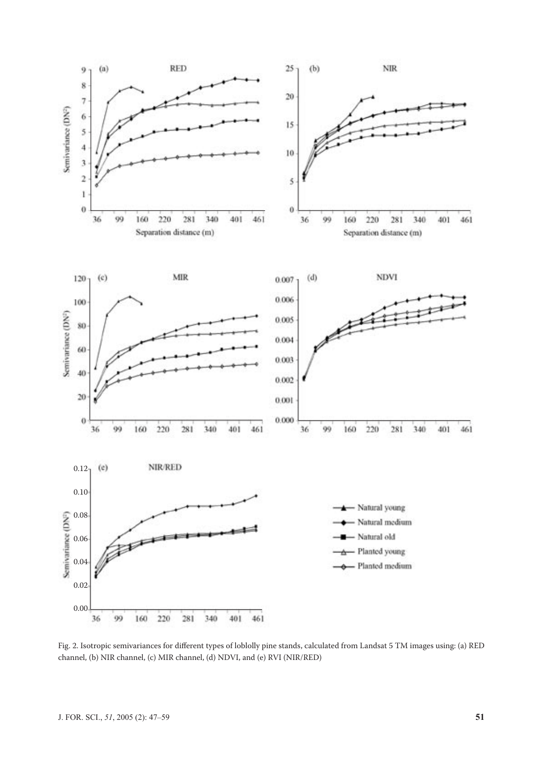Fig. 2. Isotropic semivariances for different types of loblolly pine stands, calculated from Landsat 5 TM images using: (a) RED channel, (b) NIR channel, (c) MIR channel, (d) NDVI, and (e) RVI (NIR/RED)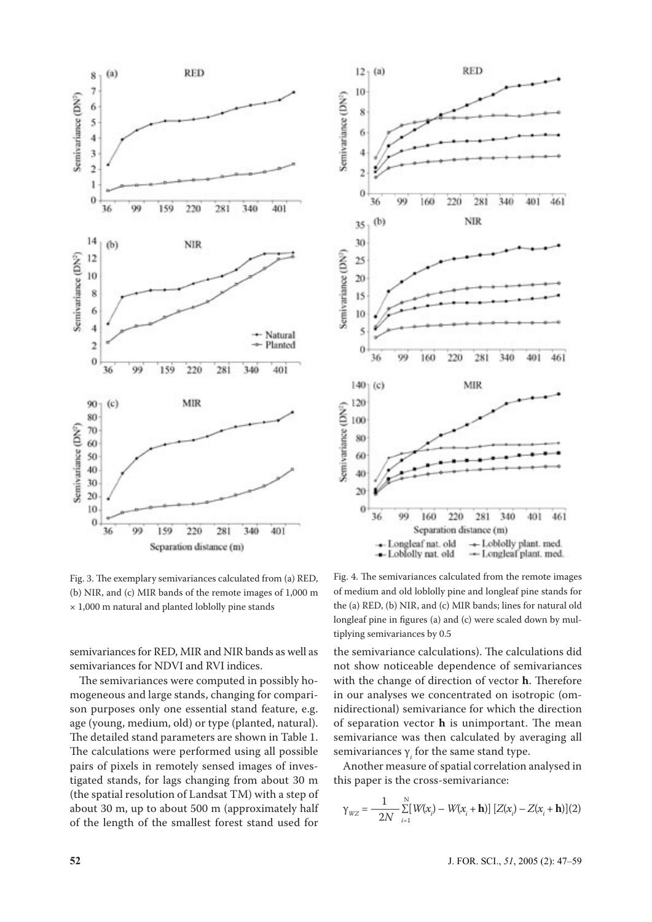Fig. 3. The exemplary semivariances calculated from (a) RED, (b) NIR, and (c) MIR bands of the remote images of 1,000 m × 1,000 m natural and planted loblolly pine stands

Fig. 4. The semivariances calculated from the remote images of medium and old loblolly pine and longleaf pine stands for the (a) RED, (b) NIR, and (c) MIR bands; lines for natural old longleaf pine in figures (a) and (c) were scaled down by multiplying semivariances by 0.5

semivariances for RED, MIR and NIR bands as well as semivariances for NDVI and RVI indices.

The semivariances were computed in possibly homogeneous and large stands, changing for comparison purposes only one essential stand feature, e.g. age (young, medium, old) or type (planted, natural). The detailed stand parameters are shown in Table 1. The calculations were performed using all possible pairs of pixels in remotely sensed images of investigated stands, for lags changing from about 30 m (the spatial resolution of Landsat TM) with a step of about 30 m, up to about 500 m (approximately half of the length of the smallest forest stand used for the semivariance calculations). The calculations did not show noticeable dependence of semivariances with the change of direction of vector **h**. Therefore in our analyses we concentrated on isotropic (omnidirectional) semivariance for which the direction of separation vector **h** is unimportant. The mean semivariance was then calculated by averaging all semivariances $\gamma_i$ for the same stand type.

Another measure of spatial correlation analysed in this paper is the cross-semivariance:

$$\gamma_{WZ} = \frac{1}{2N} \sum_{i=1}^{N} [W(x_i) - W(x_i + \mathbf{h})] \, [Z(x_i) - Z(x_i + \mathbf{h})] \quad (2)$$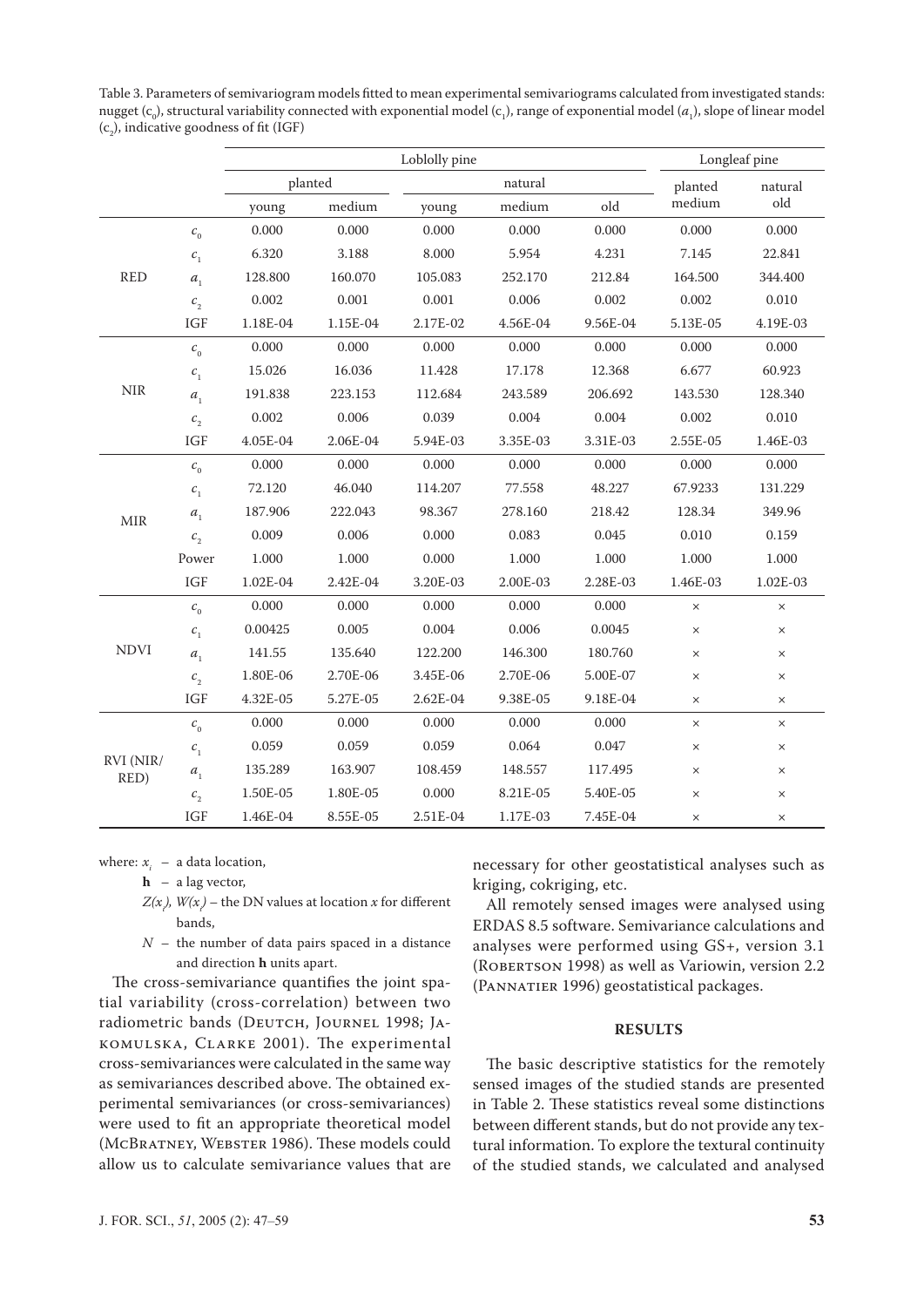Table 3. Parameters of semivariogram models fitted to mean experimental semivariograms calculated from investigated stands: nugget ($c_0$), structural variability connected with exponential model ($c_1$), range of exponential model ($a_1$), slope of linear model ($c_2$), indicative goodness of fit (IGF)

| | | Loblolly pine | | | | | Longleaf pine | |
|---|---|---|---|---|---|---|---|---|
| | | planted | | natural | | | planted | natural |
| | | young | medium | young | medium | old | medium | old |
| RED | $c_0$ | 0.000 | 0.000 | 0.000 | 0.000 | 0.000 | 0.000 | 0.000 |
| | $c_1$ | 6.320 | 3.188 | 8.000 | 5.954 | 4.231 | 7.145 | 22.841 |
| | $a_1$ | 128.800 | 160.070 | 105.083 | 252.170 | 212.84 | 164.500 | 344.400 |
| | $c_2$ | 0.002 | 0.001 | 0.001 | 0.006 | 0.002 | 0.002 | 0.010 |
| | IGF | 1.18E-04 | 1.15E-04 | 2.17E-02 | 4.56E-04 | 9.56E-04 | 5.13E-05 | 4.19E-03 |
| NIR | $c_0$ | 0.000 | 0.000 | 0.000 | 0.000 | 0.000 | 0.000 | 0.000 |
| | $c_1$ | 15.026 | 16.036 | 11.428 | 17.178 | 12.368 | 6.677 | 60.923 |
| | $a_1$ | 191.838 | 223.153 | 112.684 | 243.589 | 206.692 | 143.530 | 128.340 |
| | $c_2$ | 0.002 | 0.006 | 0.039 | 0.004 | 0.004 | 0.002 | 0.010 |
| | IGF | 4.05E-04 | 2.06E-04 | 5.94E-03 | 3.35E-03 | 3.31E-03 | 2.55E-05 | 1.46E-03 |
| MIR | $c_0$ | 0.000 | 0.000 | 0.000 | 0.000 | 0.000 | 0.000 | 0.000 |
| | $c_1$ | 72.120 | 46.040 | 114.207 | 77.558 | 48.227 | 67.9233 | 131.229 |
| | $a_1$ | 187.906 | 222.043 | 98.367 | 278.160 | 218.42 | 128.34 | 349.96 |
| | $c_2$ | 0.009 | 0.006 | 0.000 | 0.083 | 0.045 | 0.010 | 0.159 |
| | Power | 1.000 | 1.000 | 0.000 | 1.000 | 1.000 | 1.000 | 1.000 |
| | IGF | 1.02E-04 | 2.42E-04 | 3.20E-03 | 2.00E-03 | 2.28E-03 | 1.46E-03 | 1.02E-03 |
| NDVI | $c_0$ | 0.000 | 0.000 | 0.000 | 0.000 | 0.000 | × | × |
| | $c_1$ | 0.00425 | 0.005 | 0.004 | 0.006 | 0.0045 | × | × |
| | $a_1$ | 141.55 | 135.640 | 122.200 | 146.300 | 180.760 | × | × |
| | $c_2$ | 1.80E-06 | 2.70E-06 | 3.45E-06 | 2.70E-06 | 5.00E-07 | × | × |
| | IGF | 4.32E-05 | 5.27E-05 | 2.62E-04 | 9.38E-05 | 9.18E-04 | × | × |
| RVI (NIR/RED) | $c_0$ | 0.000 | 0.000 | 0.000 | 0.000 | 0.000 | × | × |
| | $c_1$ | 0.059 | 0.059 | 0.059 | 0.064 | 0.047 | × | × |
| | $a_1$ | 135.289 | 163.907 | 108.459 | 148.557 | 117.495 | × | × |
| | $c_2$ | 1.50E-05 | 1.80E-05 | 0.000 | 8.21E-05 | 5.40E-05 | × | × |
| | IGF | 1.46E-04 | 8.55E-05 | 2.51E-04 | 1.17E-03 | 7.45E-04 | × | × |

where: $x_i$ – a data location,

**h** – a lag vector,

$Z(x_i)$, $W(x_i)$ – the DN values at location $x$ for different bands,

$N$ – the number of data pairs spaced in a distance and direction **h** units apart.

The cross-semivariance quantifies the joint spatial variability (cross-correlation) between two radiometric bands (Deutch, Journel 1998; Jakomulska, Clarke 2001). The experimental cross-semivariances were calculated in the same way as semivariances described above. The obtained experimental semivariances (or cross-semivariances) were used to fit an appropriate theoretical model (McBratney, Webster 1986). These models could allow us to calculate semivariance values that are necessary for other geostatistical analyses such as kriging, cokriging, etc.

All remotely sensed images were analysed using ERDAS 8.5 software. Semivariance calculations and analyses were performed using GS+, version 3.1 (Robertson 1998) as well as Variowin, version 2.2 (Pannatier 1996) geostatistical packages.

## RESULTS

The basic descriptive statistics for the remotely sensed images of the studied stands are presented in Table 2. These statistics reveal some distinctions between different stands, but do not provide any textural information. To explore the textural continuity of the studied stands, we calculated and analysed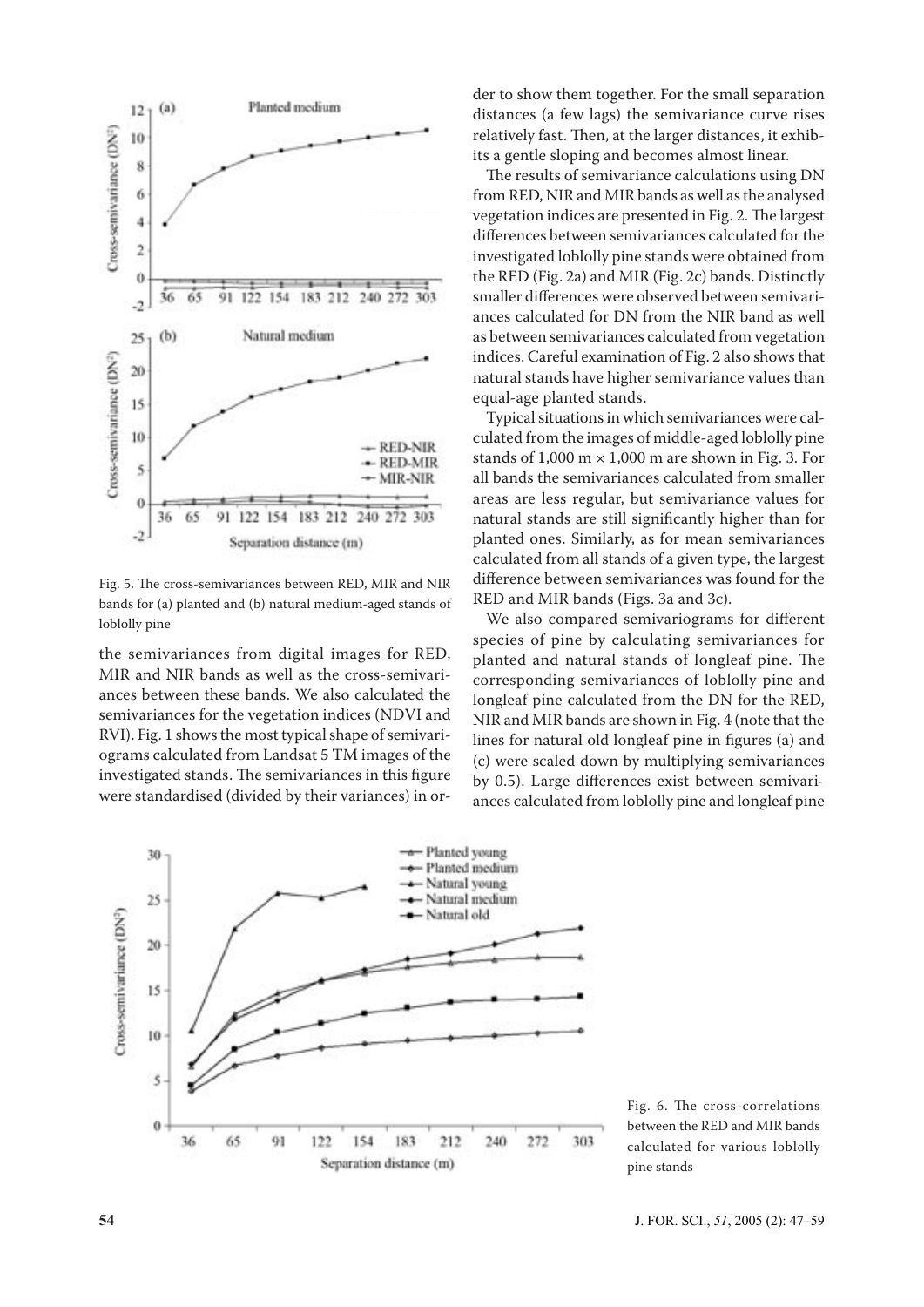Fig. 5. The cross-semivariances between RED, MIR and NIR bands for (a) planted and (b) natural medium-aged stands of loblolly pine

the semivariances from digital images for RED, MIR and NIR bands as well as the cross-semivariances between these bands. We also calculated the semivariances for the vegetation indices (NDVI and RVI). Fig. 1 shows the most typical shape of semivariograms calculated from Landsat 5 TM images of the investigated stands. The semivariances in this figure were standardised (divided by their variances) in order to show them together. For the small separation distances (a few lags) the semivariance curve rises relatively fast. Then, at the larger distances, it exhibits a gentle sloping and becomes almost linear.

The results of semivariance calculations using DN from RED, NIR and MIR bands as well as the analysed vegetation indices are presented in Fig. 2. The largest differences between semivariances calculated for the investigated loblolly pine stands were obtained from the RED (Fig. 2a) and MIR (Fig. 2c) bands. Distinctly smaller differences were observed between semivariances calculated for DN from the NIR band as well as between semivariances calculated from vegetation indices. Careful examination of Fig. 2 also shows that natural stands have higher semivariance values than equal-age planted stands.

Typical situations in which semivariances were calculated from the images of middle-aged loblolly pine stands of 1,000 m × 1,000 m are shown in Fig. 3. For all bands the semivariances calculated from smaller areas are less regular, but semivariance values for natural stands are still significantly higher than for planted ones. Similarly, as for mean semivariances calculated from all stands of a given type, the largest difference between semivariances was found for the RED and MIR bands (Figs. 3a and 3c).

We also compared semivariograms for different species of pine by calculating semivariances for planted and natural stands of longleaf pine. The corresponding semivariances of loblolly pine and longleaf pine calculated from the DN for the RED, NIR and MIR bands are shown in Fig. 4 (note that the lines for natural old longleaf pine in figures (a) and (c) were scaled down by multiplying semivariances by 0.5). Large differences exist between semivariances calculated from loblolly pine and longleaf pine

Fig. 6. The cross-correlations between the RED and MIR bands calculated for various loblolly pine stands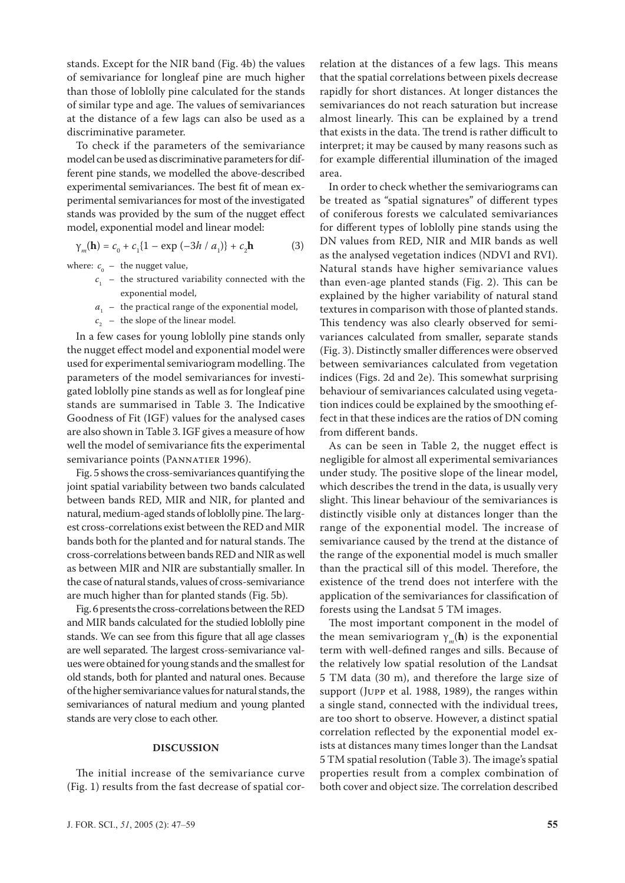stands. Except for the NIR band (Fig. 4b) the values of semivariance for longleaf pine are much higher than those of loblolly pine calculated for the stands of similar type and age. The values of semivariances at the distance of a few lags can also be used as a discriminative parameter.

To check if the parameters of the semivariance model can be used as discriminative parameters for different pine stands, we modelled the above-described experimental semivariances. The best fit of mean experimental semivariances for most of the investigated stands was provided by the sum of the nugget effect model, exponential model and linear model:

$$\gamma_m(\mathbf{h}) = c_0 + c_1\{1 - \exp(-3h / a_1)\} + c_2\mathbf{h} \qquad (3)$$

where: $c_0$ – the nugget value,

$c_1$ – the structured variability connected with the exponential model,

$a_1$ – the practical range of the exponential model,

$c_2$ – the slope of the linear model.

In a few cases for young loblolly pine stands only the nugget effect model and exponential model were used for experimental semivariogram modelling. The parameters of the model semivariances for investigated loblolly pine stands as well as for longleaf pine stands are summarised in Table 3. The Indicative Goodness of Fit (IGF) values for the analysed cases are also shown in Table 3. IGF gives a measure of how well the model of semivariance fits the experimental semivariance points (Pannatier 1996).

Fig. 5 shows the cross-semivariances quantifying the joint spatial variability between two bands calculated between bands RED, MIR and NIR, for planted and natural, medium-aged stands of loblolly pine. The largest cross-correlations exist between the RED and MIR bands both for the planted and for natural stands. The cross-correlations between bands RED and NIR as well as between MIR and NIR are substantially smaller. In the case of natural stands, values of cross-semivariance are much higher than for planted stands (Fig. 5b).

Fig. 6 presents the cross-correlations between the RED and MIR bands calculated for the studied loblolly pine stands. We can see from this figure that all age classes are well separated. The largest cross-semivariance values were obtained for young stands and the smallest for old stands, both for planted and natural ones. Because of the higher semivariance values for natural stands, the semivariances of natural medium and young planted stands are very close to each other.

## DISCUSSION

The initial increase of the semivariance curve (Fig. 1) results from the fast decrease of spatial correlation at the distances of a few lags. This means that the spatial correlations between pixels decrease rapidly for short distances. At longer distances the semivariances do not reach saturation but increase almost linearly. This can be explained by a trend that exists in the data. The trend is rather difficult to interpret; it may be caused by many reasons such as for example differential illumination of the imaged area.

In order to check whether the semivariograms can be treated as "spatial signatures" of different types of coniferous forests we calculated semivariances for different types of loblolly pine stands using the DN values from RED, NIR and MIR bands as well as the analysed vegetation indices (NDVI and RVI). Natural stands have higher semivariance values than even-age planted stands (Fig. 2). This can be explained by the higher variability of natural stand textures in comparison with those of planted stands. This tendency was also clearly observed for semivariances calculated from smaller, separate stands (Fig. 3). Distinctly smaller differences were observed between semivariances calculated from vegetation indices (Figs. 2d and 2e). This somewhat surprising behaviour of semivariances calculated using vegetation indices could be explained by the smoothing effect in that these indices are the ratios of DN coming from different bands.

As can be seen in Table 2, the nugget effect is negligible for almost all experimental semivariances under study. The positive slope of the linear model, which describes the trend in the data, is usually very slight. This linear behaviour of the semivariances is distinctly visible only at distances longer than the range of the exponential model. The increase of semivariance caused by the trend at the distance of the range of the exponential model is much smaller than the practical sill of this model. Therefore, the existence of the trend does not interfere with the application of the semivariances for classification of forests using the Landsat 5 TM images.

The most important component in the model of the mean semivariogram $\gamma_m(\mathbf{h})$ is the exponential term with well-defined ranges and sills. Because of the relatively low spatial resolution of the Landsat 5 TM data (30 m), and therefore the large size of support (Jupp et al. 1988, 1989), the ranges within a single stand, connected with the individual trees, are too short to observe. However, a distinct spatial correlation reflected by the exponential model exists at distances many times longer than the Landsat 5 TM spatial resolution (Table 3). The image's spatial properties result from a complex combination of both cover and object size. The correlation described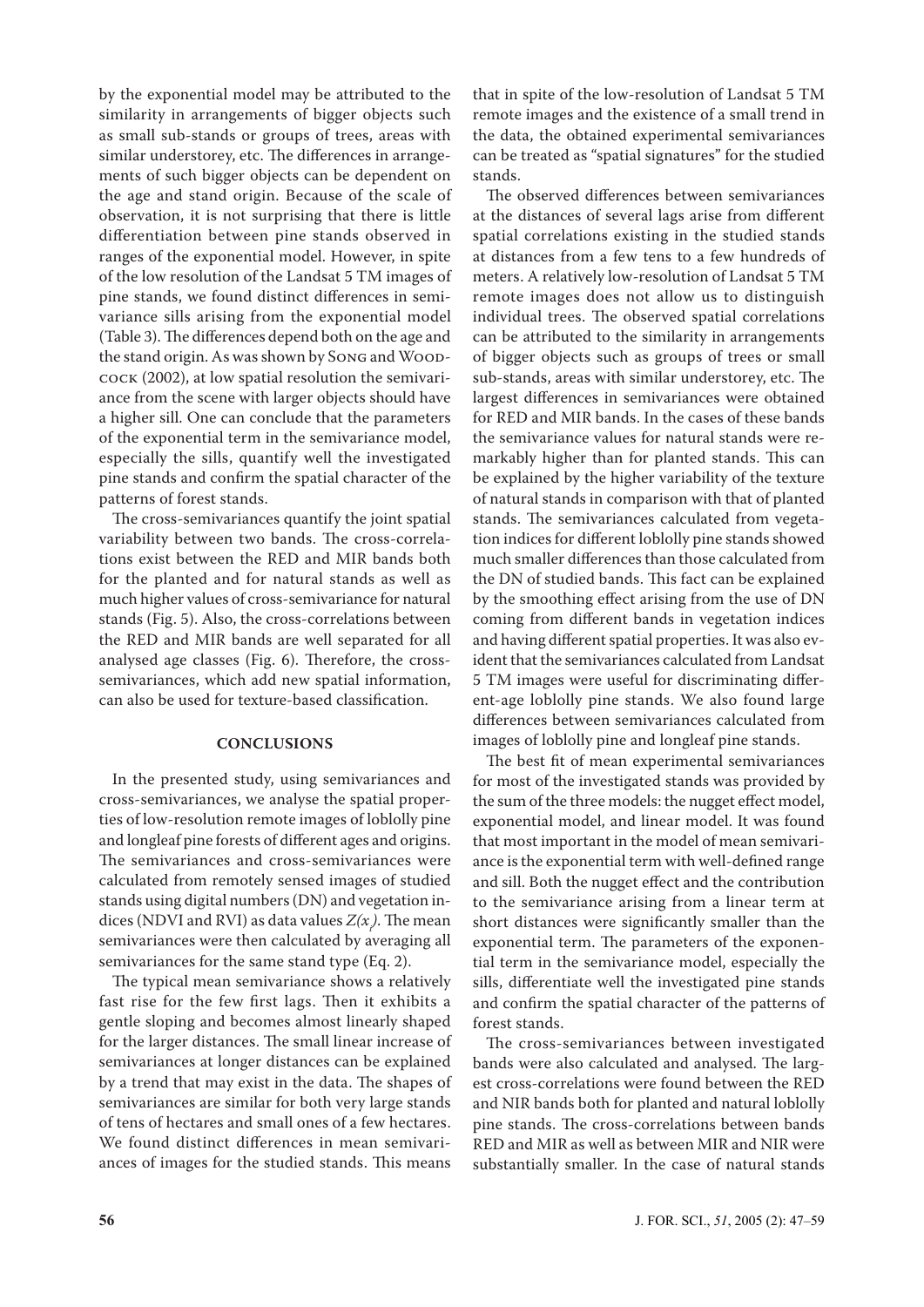by the exponential model may be attributed to the similarity in arrangements of bigger objects such as small sub-stands or groups of trees, areas with similar understorey, etc. The differences in arrangements of such bigger objects can be dependent on the age and stand origin. Because of the scale of observation, it is not surprising that there is little differentiation between pine stands observed in ranges of the exponential model. However, in spite of the low resolution of the Landsat 5 TM images of pine stands, we found distinct differences in semivariance sills arising from the exponential model (Table 3). The differences depend both on the age and the stand origin. As was shown by Song and Woodcock (2002), at low spatial resolution the semivariance from the scene with larger objects should have a higher sill. One can conclude that the parameters of the exponential term in the semivariance model, especially the sills, quantify well the investigated pine stands and confirm the spatial character of the patterns of forest stands.

The cross-semivariances quantify the joint spatial variability between two bands. The cross-correlations exist between the RED and MIR bands both for the planted and for natural stands as well as much higher values of cross-semivariance for natural stands (Fig. 5). Also, the cross-correlations between the RED and MIR bands are well separated for all analysed age classes (Fig. 6). Therefore, the cross-semivariances, which add new spatial information, can also be used for texture-based classification.

## CONCLUSIONS

In the presented study, using semivariances and cross-semivariances, we analyse the spatial properties of low-resolution remote images of loblolly pine and longleaf pine forests of different ages and origins. The semivariances and cross-semivariances were calculated from remotely sensed images of studied stands using digital numbers (DN) and vegetation indices (NDVI and RVI) as data values $Z(x_i)$. The mean semivariances were then calculated by averaging all semivariances for the same stand type (Eq. 2).

The typical mean semivariance shows a relatively fast rise for the few first lags. Then it exhibits a gentle sloping and becomes almost linearly shaped for the larger distances. The small linear increase of semivariances at longer distances can be explained by a trend that may exist in the data. The shapes of semivariances are similar for both very large stands of tens of hectares and small ones of a few hectares. We found distinct differences in mean semivariances of images for the studied stands. This means that in spite of the low-resolution of Landsat 5 TM remote images and the existence of a small trend in the data, the obtained experimental semivariances can be treated as "spatial signatures" for the studied stands.

The observed differences between semivariances at the distances of several lags arise from different spatial correlations existing in the studied stands at distances from a few tens to a few hundreds of meters. A relatively low-resolution of Landsat 5 TM remote images does not allow us to distinguish individual trees. The observed spatial correlations can be attributed to the similarity in arrangements of bigger objects such as groups of trees or small sub-stands, areas with similar understorey, etc. The largest differences in semivariances were obtained for RED and MIR bands. In the cases of these bands the semivariance values for natural stands were remarkably higher than for planted stands. This can be explained by the higher variability of the texture of natural stands in comparison with that of planted stands. The semivariances calculated from vegetation indices for different loblolly pine stands showed much smaller differences than those calculated from the DN of studied bands. This fact can be explained by the smoothing effect arising from the use of DN coming from different bands in vegetation indices and having different spatial properties. It was also evident that the semivariances calculated from Landsat 5 TM images were useful for discriminating different-age loblolly pine stands. We also found large differences between semivariances calculated from images of loblolly pine and longleaf pine stands.

The best fit of mean experimental semivariances for most of the investigated stands was provided by the sum of the three models: the nugget effect model, exponential model, and linear model. It was found that most important in the model of mean semivariance is the exponential term with well-defined range and sill. Both the nugget effect and the contribution to the semivariance arising from a linear term at short distances were significantly smaller than the exponential term. The parameters of the exponential term in the semivariance model, especially the sills, differentiate well the investigated pine stands and confirm the spatial character of the patterns of forest stands.

The cross-semivariances between investigated bands were also calculated and analysed. The largest cross-correlations were found between the RED and NIR bands both for planted and natural loblolly pine stands. The cross-correlations between bands RED and MIR as well as between MIR and NIR were substantially smaller. In the case of natural stands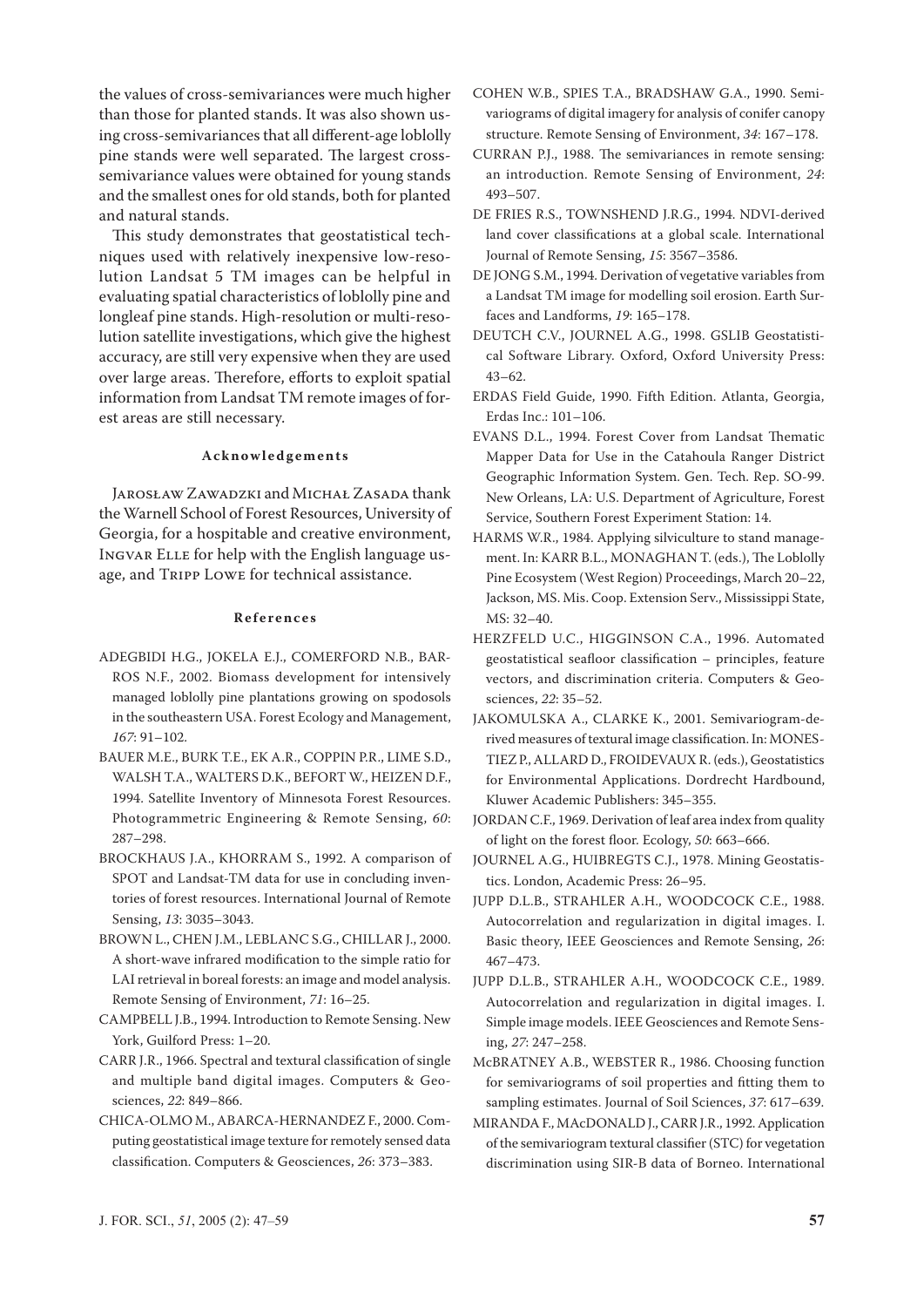the values of cross-semivariances were much higher than those for planted stands. It was also shown using cross-semivariances that all different-age loblolly pine stands were well separated. The largest cross-semivariance values were obtained for young stands and the smallest ones for old stands, both for planted and natural stands.

This study demonstrates that geostatistical techniques used with relatively inexpensive low-resolution Landsat 5 TM images can be helpful in evaluating spatial characteristics of loblolly pine and longleaf pine stands. High-resolution or multi-resolution satellite investigations, which give the highest accuracy, are still very expensive when they are used over large areas. Therefore, efforts to exploit spatial information from Landsat TM remote images of forest areas are still necessary.

### Acknowledgements

Jarosław Zawadzki and Michał Zasada thank the Warnell School of Forest Resources, University of Georgia, for a hospitable and creative environment, Ingvar Elle for help with the English language usage, and Tripp Lowe for technical assistance.

### References

ADEGBIDI H.G., JOKELA E.J., COMERFORD N.B., BARROS N.F., 2002. Biomass development for intensively managed loblolly pine plantations growing on spodosols in the southeastern USA. Forest Ecology and Management, *167*: 91–102.

BAUER M.E., BURK T.E., EK A.R., COPPIN P.R., LIME S.D., WALSH T.A., WALTERS D.K., BEFORT W., HEIZEN D.F., 1994. Satellite Inventory of Minnesota Forest Resources. Photogrammetric Engineering & Remote Sensing, *60*: 287–298.

BROCKHAUS J.A., KHORRAM S., 1992. A comparison of SPOT and Landsat-TM data for use in concluding inventories of forest resources. International Journal of Remote Sensing, *13*: 3035–3043.

BROWN L., CHEN J.M., LEBLANC S.G., CHILLAR J., 2000. A short-wave infrared modification to the simple ratio for LAI retrieval in boreal forests: an image and model analysis. Remote Sensing of Environment, *71*: 16–25.

CAMPBELL J.B., 1994. Introduction to Remote Sensing. New York, Guilford Press: 1–20.

CARR J.R., 1966. Spectral and textural classification of single and multiple band digital images. Computers & Geosciences, *22*: 849–866.

CHICA-OLMO M., ABARCA-HERNANDEZ F., 2000. Computing geostatistical image texture for remotely sensed data classification. Computers & Geosciences, *26*: 373–383.

COHEN W.B., SPIES T.A., BRADSHAW G.A., 1990. Semivariograms of digital imagery for analysis of conifer canopy structure. Remote Sensing of Environment, *34*: 167–178.

CURRAN P.J., 1988. The semivariances in remote sensing: an introduction. Remote Sensing of Environment, *24*: 493–507.

DE FRIES R.S., TOWNSHEND J.R.G., 1994. NDVI-derived land cover classifications at a global scale. International Journal of Remote Sensing, *15*: 3567–3586.

DE JONG S.M., 1994. Derivation of vegetative variables from a Landsat TM image for modelling soil erosion. Earth Surfaces and Landforms, *19*: 165–178.

DEUTCH C.V., JOURNEL A.G., 1998. GSLIB Geostatistical Software Library. Oxford, Oxford University Press: 43–62.

ERDAS Field Guide, 1990. Fifth Edition. Atlanta, Georgia, Erdas Inc.: 101–106.

EVANS D.L., 1994. Forest Cover from Landsat Thematic Mapper Data for Use in the Catahoula Ranger District Geographic Information System. Gen. Tech. Rep. SO-99. New Orleans, LA: U.S. Department of Agriculture, Forest Service, Southern Forest Experiment Station: 14.

HARMS W.R., 1984. Applying silviculture to stand management. In: KARR B.L., MONAGHAN T. (eds.), The Loblolly Pine Ecosystem (West Region) Proceedings, March 20–22, Jackson, MS. Mis. Coop. Extension Serv., Mississippi State, MS: 32–40.

HERZFELD U.C., HIGGINSON C.A., 1996. Automated geostatistical seafloor classification – principles, feature vectors, and discrimination criteria. Computers & Geosciences, *22*: 35–52.

JAKOMULSKA A., CLARKE K., 2001. Semivariogram-derived measures of textural image classification. In: MONESTIEZ P., ALLARD D., FROIDEVAUX R. (eds.), Geostatistics for Environmental Applications. Dordrecht Hardbound, Kluwer Academic Publishers: 345–355.

JORDAN C.F., 1969. Derivation of leaf area index from quality of light on the forest floor. Ecology, *50*: 663–666.

JOURNEL A.G., HUIBREGTS C.J., 1978. Mining Geostatistics. London, Academic Press: 26–95.

JUPP D.L.B., STRAHLER A.H., WOODCOCK C.E., 1988. Autocorrelation and regularization in digital images. I. Basic theory, IEEE Geosciences and Remote Sensing, *26*: 467–473.

JUPP D.L.B., STRAHLER A.H., WOODCOCK C.E., 1989. Autocorrelation and regularization in digital images. I. Simple image models. IEEE Geosciences and Remote Sensing, *27*: 247–258.

McBRATNEY A.B., WEBSTER R., 1986. Choosing function for semivariograms of soil properties and fitting them to sampling estimates. Journal of Soil Sciences, *37*: 617–639.

MIRANDA F., MAcDONALD J., CARR J.R., 1992. Application of the semivariogram textural classifier (STC) for vegetation discrimination using SIR-B data of Borneo. International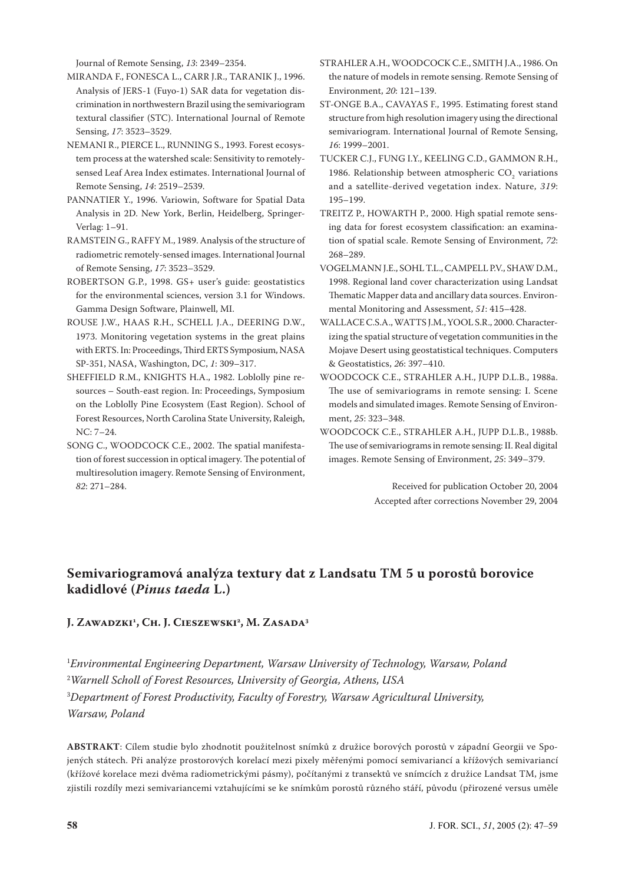Journal of Remote Sensing, *13*: 2349–2354.

MIRANDA F., FONESCA L., CARR J.R., TARANIK J., 1996. Analysis of JERS-1 (Fuyo-1) SAR data for vegetation discrimination in northwestern Brazil using the semivariogram textural classifier (STC). International Journal of Remote Sensing, *17*: 3523–3529.

NEMANI R., PIERCE L., RUNNING S., 1993. Forest ecosystem process at the watershed scale: Sensitivity to remotely-sensed Leaf Area Index estimates. International Journal of Remote Sensing, *14*: 2519–2539.

PANNATIER Y., 1996. Variowin, Software for Spatial Data Analysis in 2D. New York, Berlin, Heidelberg, Springer-Verlag: 1–91.

RAMSTEIN G., RAFFY M., 1989. Analysis of the structure of radiometric remotely-sensed images. International Journal of Remote Sensing, *17*: 3523–3529.

ROBERTSON G.P., 1998. GS+ user's guide: geostatistics for the environmental sciences, version 3.1 for Windows. Gamma Design Software, Plainwell, MI.

ROUSE J.W., HAAS R.H., SCHELL J.A., DEERING D.W., 1973. Monitoring vegetation systems in the great plains with ERTS. In: Proceedings, Third ERTS Symposium, NASA SP-351, NASA, Washington, DC, *1*: 309–317.

SHEFFIELD R.M., KNIGHTS H.A., 1982. Loblolly pine resources – South-east region. In: Proceedings, Symposium on the Loblolly Pine Ecosystem (East Region). School of Forest Resources, North Carolina State University, Raleigh, NC: 7–24.

SONG C., WOODCOCK C.E., 2002. The spatial manifestation of forest succession in optical imagery. The potential of multiresolution imagery. Remote Sensing of Environment, *82*: 271–284.

STRAHLER A.H., WOODCOCK C.E., SMITH J.A., 1986. On the nature of models in remote sensing. Remote Sensing of Environment, *20*: 121–139.

ST-ONGE B.A., CAVAYAS F., 1995. Estimating forest stand structure from high resolution imagery using the directional semivariogram. International Journal of Remote Sensing, *16*: 1999–2001.

TUCKER C.J., FUNG I.Y., KEELING C.D., GAMMON R.H., 1986. Relationship between atmospheric $CO_2$ variations and a satellite-derived vegetation index. Nature, *319*: 195–199.

TREITZ P., HOWARTH P., 2000. High spatial remote sensing data for forest ecosystem classification: an examination of spatial scale. Remote Sensing of Environment, *72*: 268–289.

VOGELMANN J.E., SOHL T.L., CAMPELL P.V., SHAW D.M., 1998. Regional land cover characterization using Landsat Thematic Mapper data and ancillary data sources. Environmental Monitoring and Assessment, *51*: 415–428.

WALLACE C.S.A., WATTS J.M., YOOL S.R., 2000. Characterizing the spatial structure of vegetation communities in the Mojave Desert using geostatistical techniques. Computers & Geostatistics, *26*: 397–410.

WOODCOCK C.E., STRAHLER A.H., JUPP D.L.B., 1988a. The use of semivariograms in remote sensing: I. Scene models and simulated images. Remote Sensing of Environment, *25*: 323–348.

WOODCOCK C.E., STRAHLER A.H., JUPP D.L.B., 1988b. The use of semivariograms in remote sensing: II. Real digital images. Remote Sensing of Environment, *25*: 349–379.

Received for publication October 20, 2004
Accepted after corrections November 29, 2004

## Semivariogramová analýza textury dat z Landsatu TM 5 u porostů borovice kadidlové (*Pinus taeda* L.)

**J. Zawadzki[1], Ch. J. Cieszewski[2], M. Zasada[3]**

[1]*Environmental Engineering Department, Warsaw University of Technology, Warsaw, Poland*
[2]*Warnell Scholl of Forest Resources, University of Georgia, Athens, USA*
[3]*Department of Forest Productivity, Faculty of Forestry, Warsaw Agricultural University, Warsaw, Poland*

**ABSTRAKT**: Cílem studie bylo zhodnotit použitelnost snímků z družice borových porostů v západní Georgii ve Spojených státech. Při analýze prostorových korelací mezi pixely měřenými pomocí semivariancí a křížových semivariancí (křížové korelace mezi dvěma radiometrickými pásmy), počítanými z transektů ve snímcích z družice Landsat TM, jsme zjistili rozdíly mezi semivariancemi vztahujícími se ke snímkům porostů různého stáří, původu (přirozené versus umělé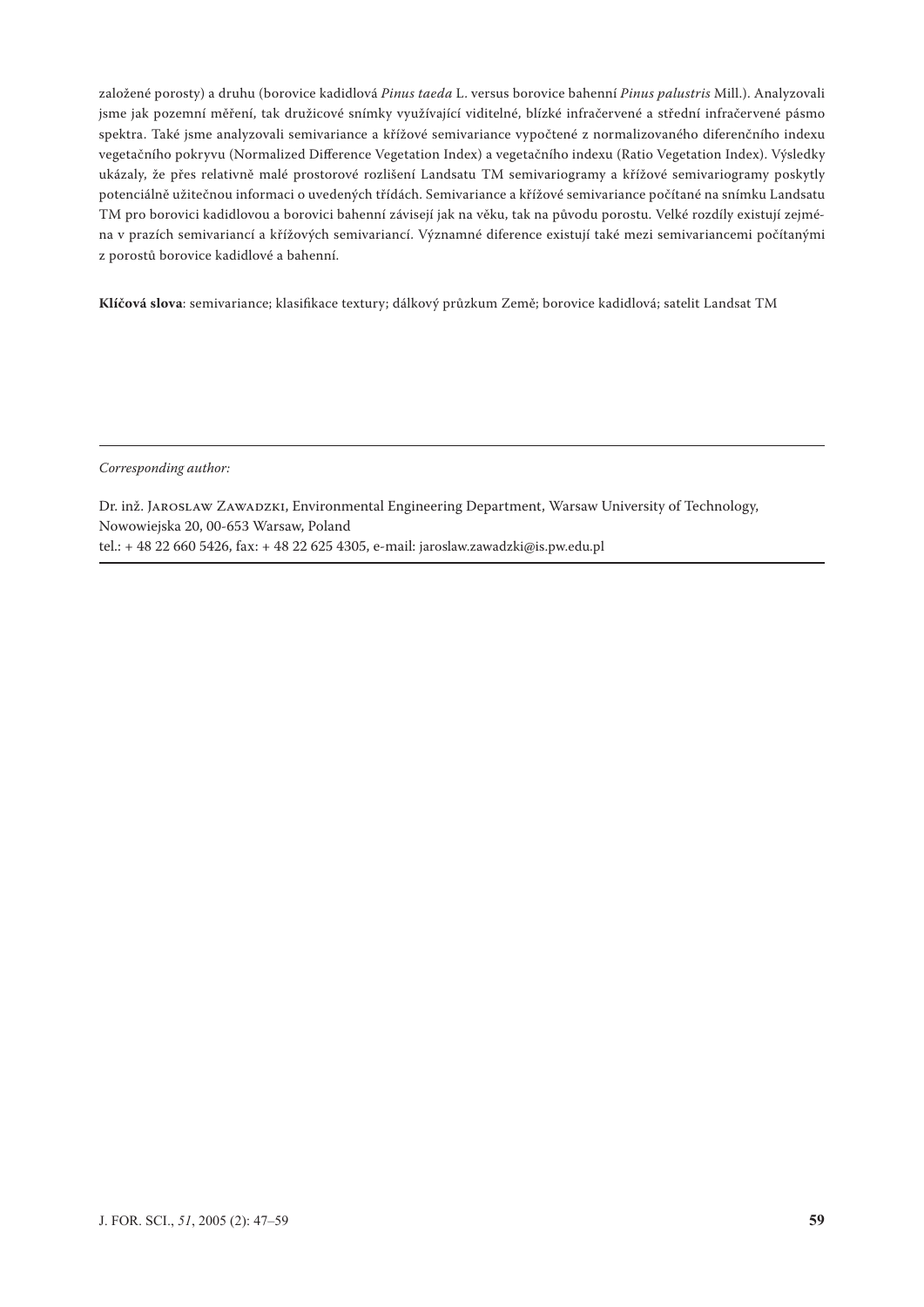založené porosty) a druhu (borovice kadidlová *Pinus taeda* L. versus borovice bahenní *Pinus palustris* Mill.). Analyzovali jsme jak pozemní měření, tak družicové snímky využívající viditelné, blízké infračervené a střední infračervené pásmo spektra. Také jsme analyzovali semivariance a křížové semivariance vypočtené z normalizovaného diferenčního indexu vegetačního pokryvu (Normalized Difference Vegetation Index) a vegetačního indexu (Ratio Vegetation Index). Výsledky ukázaly, že přes relativně malé prostorové rozlišení Landsatu TM semivariogramy a křížové semivariogramy poskytly potenciálně užitečnou informaci o uvedených třídách. Semivariance a křížové semivariance počítané na snímku Landsatu TM pro borovici kadidlovou a borovici bahenní závisejí jak na věku, tak na původu porostu. Velké rozdíly existují zejména v prazích semivariancí a křížových semivariancí. Významné diference existují také mezi semivariancemi počítanými z porostů borovice kadidlové a bahenní.

**Klíčová slova**: semivariance; klasifikace textury; dálkový průzkum Země; borovice kadidlová; satelit Landsat TM

---

*Corresponding author:*

Dr. inž. Jarosław Zawadzki, Environmental Engineering Department, Warsaw University of Technology, Nowowiejska 20, 00-653 Warsaw, Poland
tel.: + 48 22 660 5426, fax: + 48 22 625 4305, e-mail: jaroslaw.zawadzki@is.pw.edu.pl